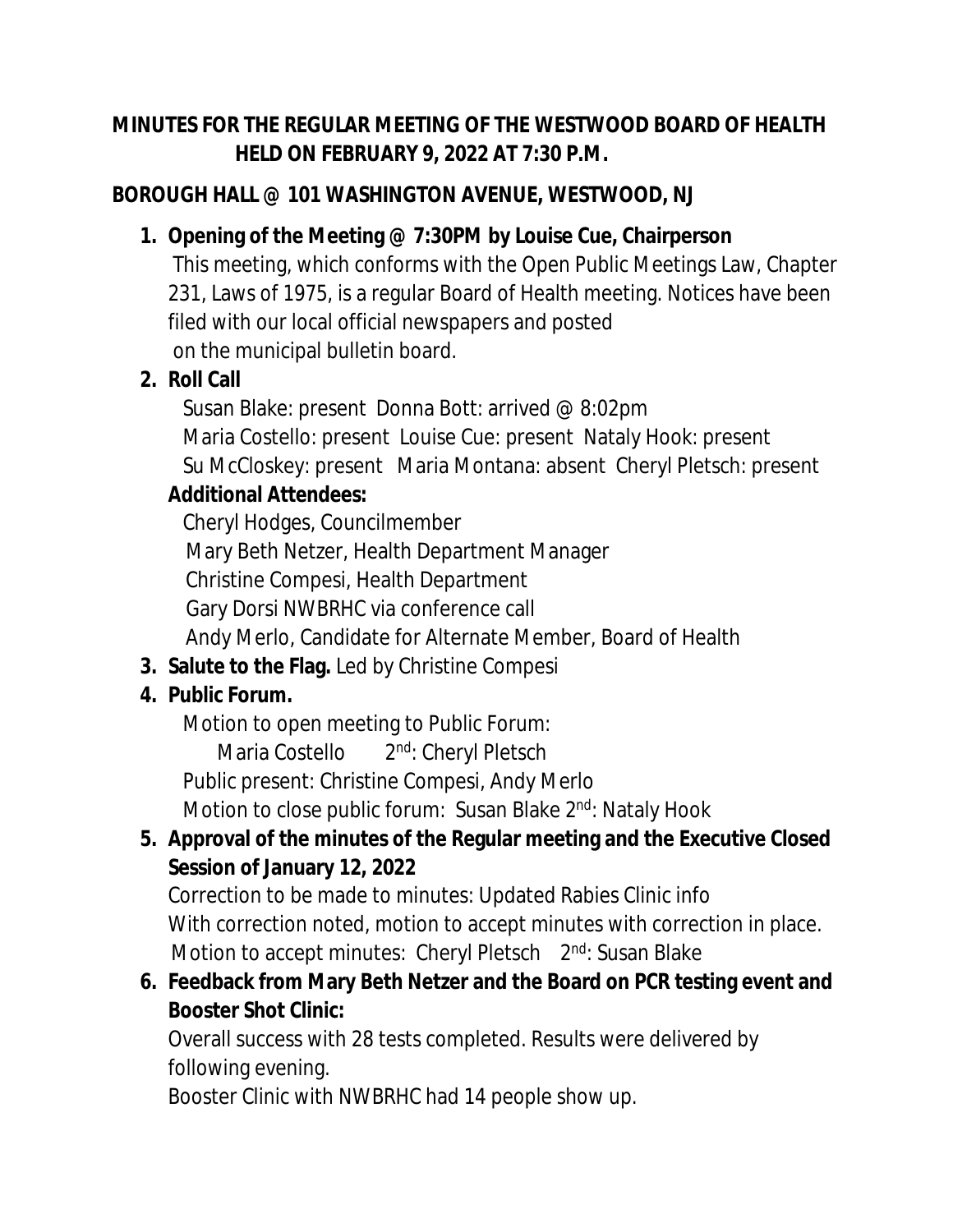**MINUTES FOR THE REGULAR MEETING OF THE WESTWOOD BOARD OF HEALTH HELD ON FEBRUARY 9, 2022 AT 7:30 P.M.**

**BOROUGH HALL @ 101 WASHINGTON AVENUE, WESTWOOD, NJ**

1. **Opening of the Meeting @ 7:30PM by Louise Cue, Chairperson**
   This meeting, which conforms with the Open Public Meetings Law, Chapter 231, Laws of 1975, is a regular Board of Health meeting. Notices have been filed with our local official newspapers and posted on the municipal bulletin board.
2. **Roll Call**
   Susan Blake: present Donna Bott: arrived @ 8:02pm
   Maria Costello: present Louise Cue: present Nataly Hook: present
   Su McCloskey: present Maria Montana: absent Cheryl Pletsch: present

   **Additional Attendees:**
   Cheryl Hodges, Councilmember
   Mary Beth Netzer, Health Department Manager
   Christine Compesi, Health Department
   Gary Dorsi NWBRHC via conference call
   Andy Merlo, Candidate for Alternate Member, Board of Health
3. **Salute to the Flag.** Led by Christine Compesi
4. **Public Forum.**
   Motion to open meeting to Public Forum:
   Maria Costello 2nd: Cheryl Pletsch
   Public present: Christine Compesi, Andy Merlo
   Motion to close public forum: Susan Blake 2nd: Nataly Hook
5. **Approval of the minutes of the Regular meeting and the Executive Closed Session of January 12, 2022**
   Correction to be made to minutes: Updated Rabies Clinic info
   With correction noted, motion to accept minutes with correction in place.
   Motion to accept minutes: Cheryl Pletsch 2nd: Susan Blake
6. **Feedback from Mary Beth Netzer and the Board on PCR testing event and Booster Shot Clinic:**
   Overall success with 28 tests completed. Results were delivered by following evening.
   Booster Clinic with NWBRHC had 14 people show up.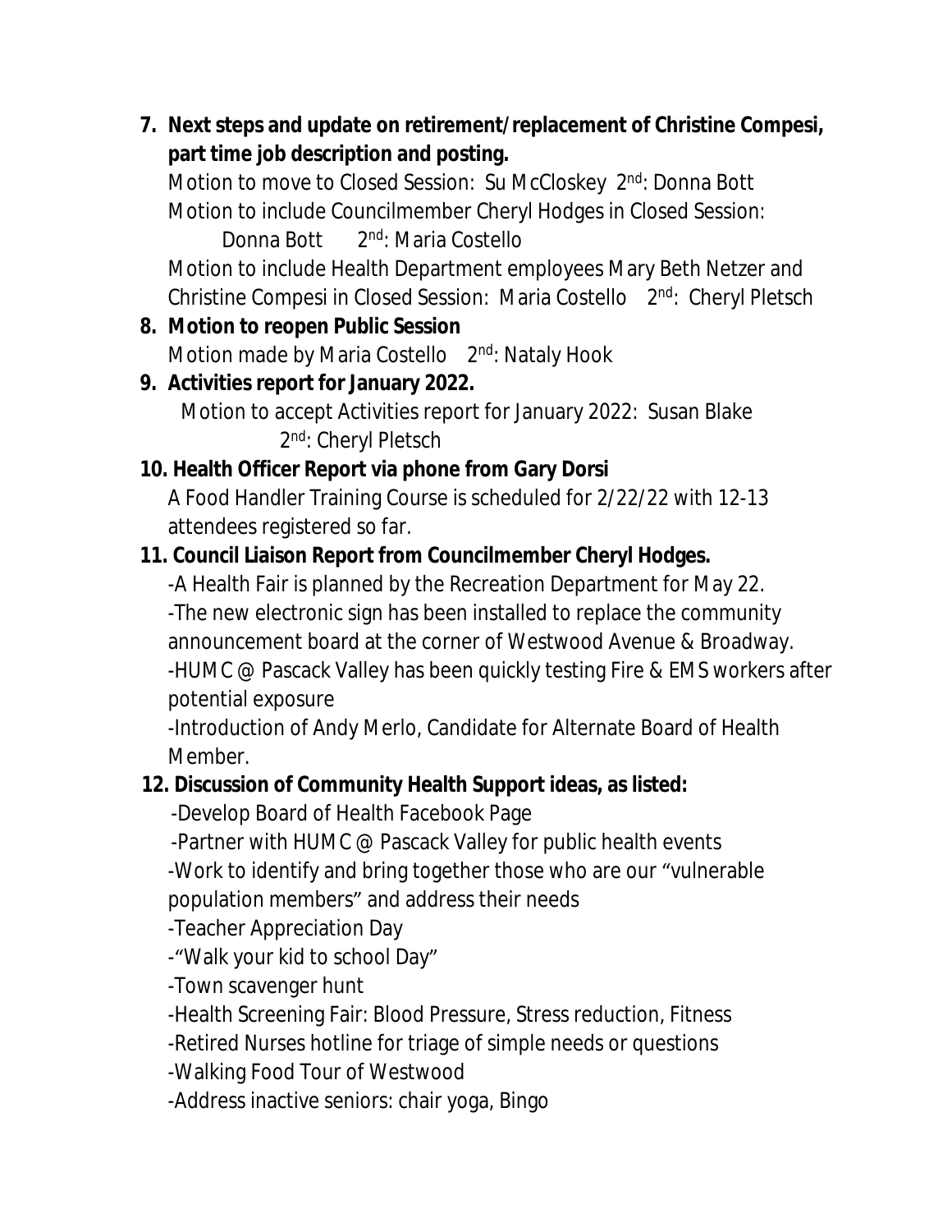7. **Next steps and update on retirement/replacement of Christine Compesi, part time job description and posting.**

   Motion to move to Closed Session: Su McCloskey 2nd: Donna Bott

   Motion to include Councilmember Cheryl Hodges in Closed Session: Donna Bott 2nd: Maria Costello

   Motion to include Health Department employees Mary Beth Netzer and Christine Compesi in Closed Session: Maria Costello 2nd: Cheryl Pletsch

8. **Motion to reopen Public Session**

   Motion made by Maria Costello 2nd: Nataly Hook

9. **Activities report for January 2022.**

   Motion to accept Activities report for January 2022: Susan Blake 2nd: Cheryl Pletsch

10. **Health Officer Report via phone from Gary Dorsi**

    A Food Handler Training Course is scheduled for 2/22/22 with 12-13 attendees registered so far.

11. **Council Liaison Report from Councilmember Cheryl Hodges.**

    -A Health Fair is planned by the Recreation Department for May 22.

    -The new electronic sign has been installed to replace the community announcement board at the corner of Westwood Avenue & Broadway.

    -HUMC @ Pascack Valley has been quickly testing Fire & EMS workers after potential exposure

    -Introduction of Andy Merlo, Candidate for Alternate Board of Health Member.

12. **Discussion of Community Health Support ideas, as listed:**

    -Develop Board of Health Facebook Page

    -Partner with HUMC @ Pascack Valley for public health events

    -Work to identify and bring together those who are our "vulnerable population members" and address their needs

    -Teacher Appreciation Day

    -"Walk your kid to school Day"

    -Town scavenger hunt

    -Health Screening Fair: Blood Pressure, Stress reduction, Fitness

    -Retired Nurses hotline for triage of simple needs or questions

    -Walking Food Tour of Westwood

    -Address inactive seniors: chair yoga, Bingo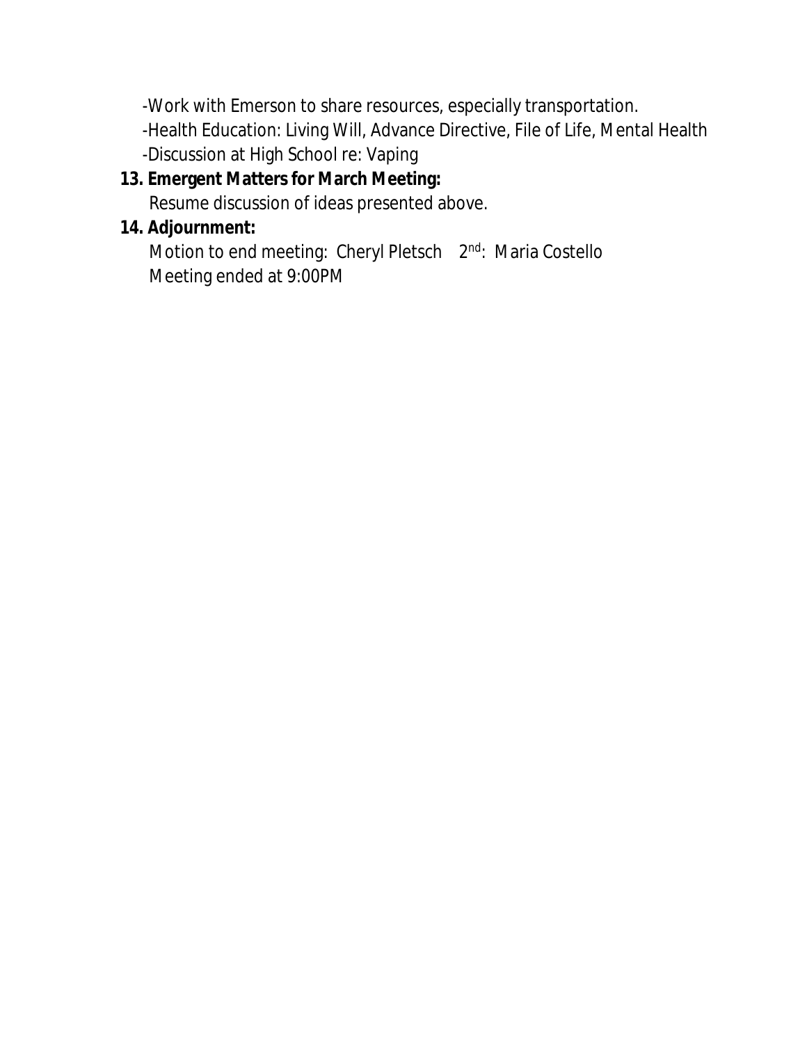-Work with Emerson to share resources, especially transportation.
-Health Education: Living Will, Advance Directive, File of Life, Mental Health
-Discussion at High School re: Vaping

**13. Emergent Matters for March Meeting:**

Resume discussion of ideas presented above.

**14. Adjournment:**

Motion to end meeting: Cheryl Pletsch 2nd: Maria Costello
Meeting ended at 9:00PM